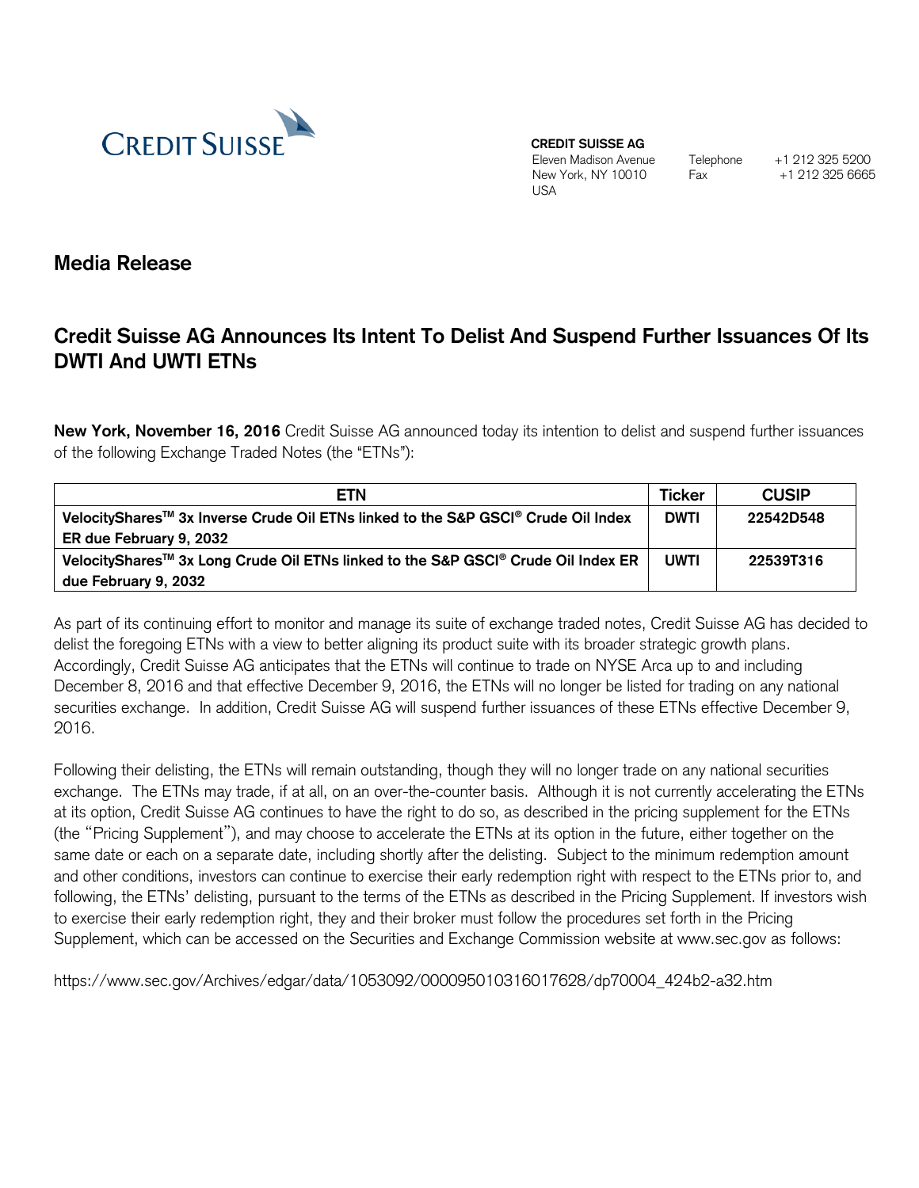**CREDIT SUISSE AG**
Eleven Madison Avenue
New York, NY 10010
USA

Telephone +1 212 325 5200
Fax +1 212 325 6665

## Media Release

# Credit Suisse AG Announces Its Intent To Delist And Suspend Further Issuances Of Its DWTI And UWTI ETNs

**New York, November 16, 2016** Credit Suisse AG announced today its intention to delist and suspend further issuances of the following Exchange Traded Notes (the "ETNs"):

| ETN | Ticker | CUSIP |
|---|---|---|
| **VelocityShares™ 3x Inverse Crude Oil ETNs linked to the S&P GSCI® Crude Oil Index ER due February 9, 2032** | **DWTI** | **22542D548** |
| **VelocityShares™ 3x Long Crude Oil ETNs linked to the S&P GSCI® Crude Oil Index ER due February 9, 2032** | **UWTI** | **22539T316** |

As part of its continuing effort to monitor and manage its suite of exchange traded notes, Credit Suisse AG has decided to delist the foregoing ETNs with a view to better aligning its product suite with its broader strategic growth plans. Accordingly, Credit Suisse AG anticipates that the ETNs will continue to trade on NYSE Arca up to and including December 8, 2016 and that effective December 9, 2016, the ETNs will no longer be listed for trading on any national securities exchange. In addition, Credit Suisse AG will suspend further issuances of these ETNs effective December 9, 2016.

Following their delisting, the ETNs will remain outstanding, though they will no longer trade on any national securities exchange. The ETNs may trade, if at all, on an over-the-counter basis. Although it is not currently accelerating the ETNs at its option, Credit Suisse AG continues to have the right to do so, as described in the pricing supplement for the ETNs (the "Pricing Supplement"), and may choose to accelerate the ETNs at its option in the future, either together on the same date or each on a separate date, including shortly after the delisting. Subject to the minimum redemption amount and other conditions, investors can continue to exercise their early redemption right with respect to the ETNs prior to, and following, the ETNs' delisting, pursuant to the terms of the ETNs as described in the Pricing Supplement. If investors wish to exercise their early redemption right, they and their broker must follow the procedures set forth in the Pricing Supplement, which can be accessed on the Securities and Exchange Commission website at www.sec.gov as follows:

https://www.sec.gov/Archives/edgar/data/1053092/000095010316017628/dp70004_424b2-a32.htm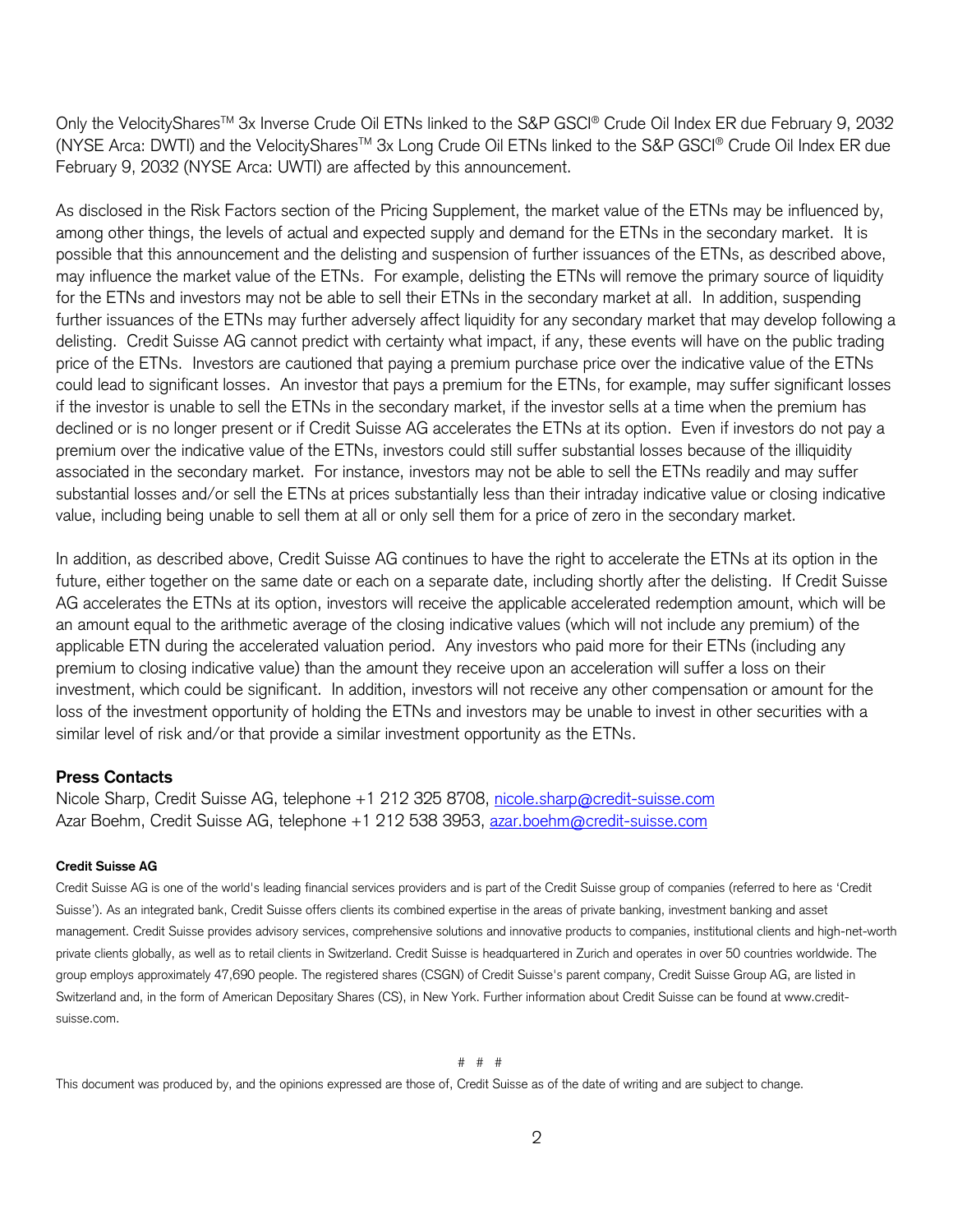Only the VelocityShares™ 3x Inverse Crude Oil ETNs linked to the S&P GSCI® Crude Oil Index ER due February 9, 2032 (NYSE Arca: DWTI) and the VelocityShares™ 3x Long Crude Oil ETNs linked to the S&P GSCI® Crude Oil Index ER due February 9, 2032 (NYSE Arca: UWTI) are affected by this announcement.

As disclosed in the Risk Factors section of the Pricing Supplement, the market value of the ETNs may be influenced by, among other things, the levels of actual and expected supply and demand for the ETNs in the secondary market. It is possible that this announcement and the delisting and suspension of further issuances of the ETNs, as described above, may influence the market value of the ETNs. For example, delisting the ETNs will remove the primary source of liquidity for the ETNs and investors may not be able to sell their ETNs in the secondary market at all. In addition, suspending further issuances of the ETNs may further adversely affect liquidity for any secondary market that may develop following a delisting. Credit Suisse AG cannot predict with certainty what impact, if any, these events will have on the public trading price of the ETNs. Investors are cautioned that paying a premium purchase price over the indicative value of the ETNs could lead to significant losses. An investor that pays a premium for the ETNs, for example, may suffer significant losses if the investor is unable to sell the ETNs in the secondary market, if the investor sells at a time when the premium has declined or is no longer present or if Credit Suisse AG accelerates the ETNs at its option. Even if investors do not pay a premium over the indicative value of the ETNs, investors could still suffer substantial losses because of the illiquidity associated in the secondary market. For instance, investors may not be able to sell the ETNs readily and may suffer substantial losses and/or sell the ETNs at prices substantially less than their intraday indicative value or closing indicative value, including being unable to sell them at all or only sell them for a price of zero in the secondary market.

In addition, as described above, Credit Suisse AG continues to have the right to accelerate the ETNs at its option in the future, either together on the same date or each on a separate date, including shortly after the delisting. If Credit Suisse AG accelerates the ETNs at its option, investors will receive the applicable accelerated redemption amount, which will be an amount equal to the arithmetic average of the closing indicative values (which will not include any premium) of the applicable ETN during the accelerated valuation period. Any investors who paid more for their ETNs (including any premium to closing indicative value) than the amount they receive upon an acceleration will suffer a loss on their investment, which could be significant. In addition, investors will not receive any other compensation or amount for the loss of the investment opportunity of holding the ETNs and investors may be unable to invest in other securities with a similar level of risk and/or that provide a similar investment opportunity as the ETNs.

## Press Contacts

Nicole Sharp, Credit Suisse AG, telephone +1 212 325 8708, nicole.sharp@credit-suisse.com
Azar Boehm, Credit Suisse AG, telephone +1 212 538 3953, azar.boehm@credit-suisse.com

#### Credit Suisse AG

Credit Suisse AG is one of the world's leading financial services providers and is part of the Credit Suisse group of companies (referred to here as 'Credit Suisse'). As an integrated bank, Credit Suisse offers clients its combined expertise in the areas of private banking, investment banking and asset management. Credit Suisse provides advisory services, comprehensive solutions and innovative products to companies, institutional clients and high-net-worth private clients globally, as well as to retail clients in Switzerland. Credit Suisse is headquartered in Zurich and operates in over 50 countries worldwide. The group employs approximately 47,690 people. The registered shares (CSGN) of Credit Suisse's parent company, Credit Suisse Group AG, are listed in Switzerland and, in the form of American Depositary Shares (CS), in New York. Further information about Credit Suisse can be found at www.credit-suisse.com.

# # #

This document was produced by, and the opinions expressed are those of, Credit Suisse as of the date of writing and are subject to change.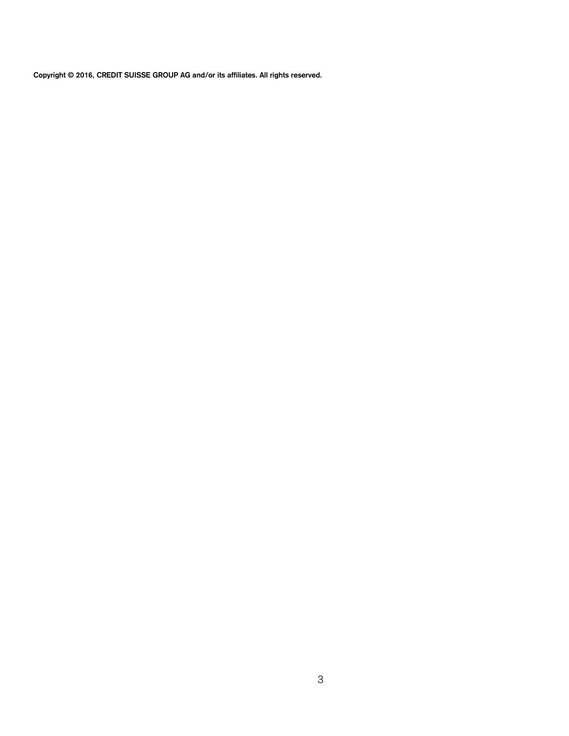**Copyright © 2016, CREDIT SUISSE GROUP AG and/or its affiliates. All rights reserved.**